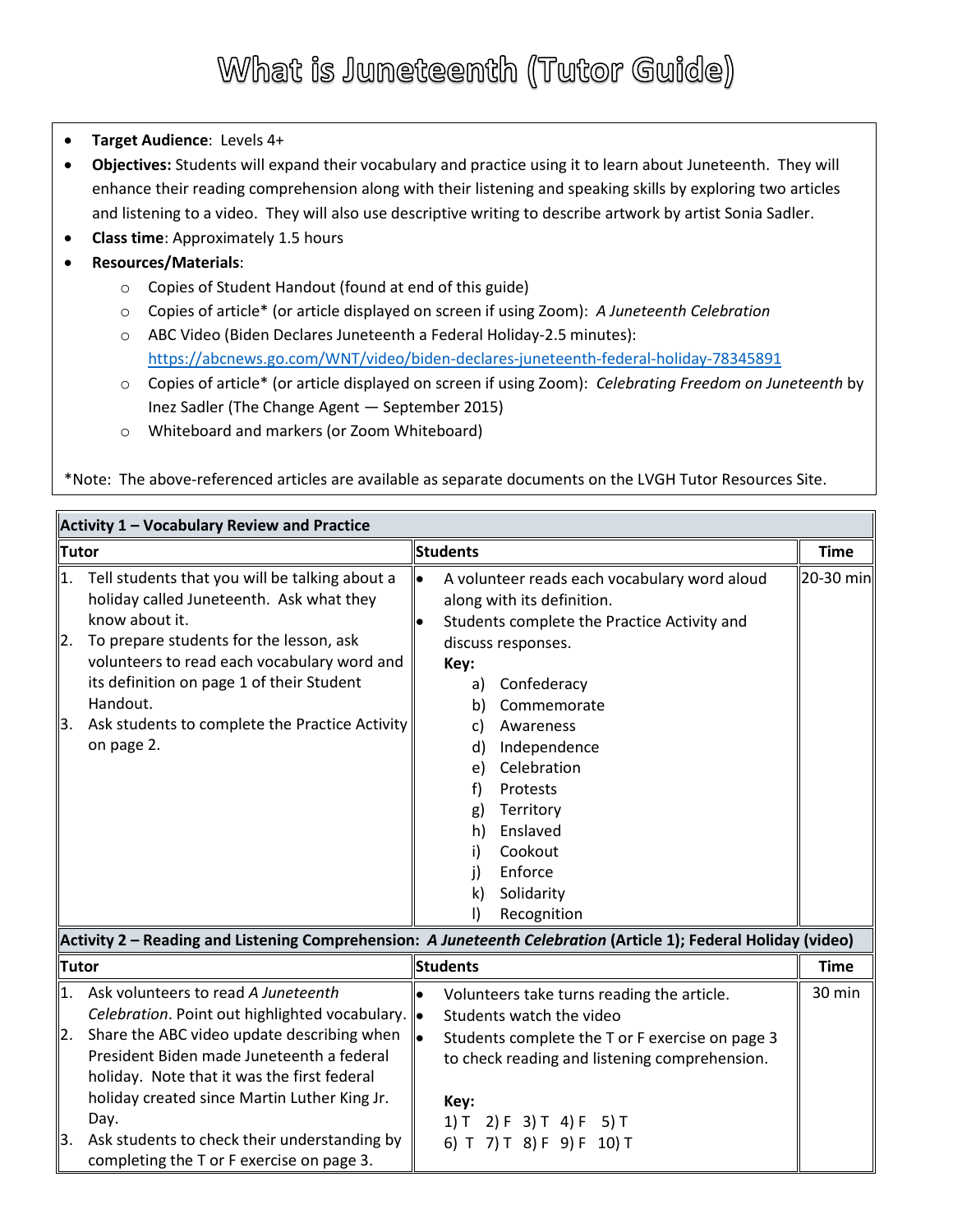# What is Juneteenth (Tutor Guide)

- **Target Audience**: Levels 4+
- **Objectives:** Students will expand their vocabulary and practice using it to learn about Juneteenth. They will enhance their reading comprehension along with their listening and speaking skills by exploring two articles and listening to a video. They will also use descriptive writing to describe artwork by artist Sonia Sadler.
- **Class time**: Approximately 1.5 hours
- **Resources/Materials**:
  - Copies of Student Handout (found at end of this guide)
  - Copies of article* (or article displayed on screen if using Zoom): *A Juneteenth Celebration*
  - ABC Video (Biden Declares Juneteenth a Federal Holiday-2.5 minutes): https://abcnews.go.com/WNT/video/biden-declares-juneteenth-federal-holiday-78345891
  - Copies of article* (or article displayed on screen if using Zoom): *Celebrating Freedom on Juneteenth* by Inez Sadler (The Change Agent — September 2015)
  - Whiteboard and markers (or Zoom Whiteboard)

*Note: The above-referenced articles are available as separate documents on the LVGH Tutor Resources Site.

| **Activity 1 – Vocabulary Review and Practice** | | |
|---|---|---|
| **Tutor** | **Students** | **Time** |
| 1. Tell students that you will be talking about a holiday called Juneteenth. Ask what they know about it.<br>2. To prepare students for the lesson, ask volunteers to read each vocabulary word and its definition on page 1 of their Student Handout.<br>3. Ask students to complete the Practice Activity on page 2. | • A volunteer reads each vocabulary word aloud along with its definition.<br>• Students complete the Practice Activity and discuss responses.<br>**Key:**<br>a) Confederacy<br>b) Commemorate<br>c) Awareness<br>d) Independence<br>e) Celebration<br>f) Protests<br>g) Territory<br>h) Enslaved<br>i) Cookout<br>j) Enforce<br>k) Solidarity<br>l) Recognition | 20-30 min |

| **Activity 2 – Reading and Listening Comprehension: *A Juneteenth Celebration* (Article 1); Federal Holiday (video)** | | |
|---|---|---|
| **Tutor** | **Students** | **Time** |
| 1. Ask volunteers to read *A Juneteenth Celebration*. Point out highlighted vocabulary.<br>2. Share the ABC video update describing when President Biden made Juneteenth a federal holiday. Note that it was the first federal holiday created since Martin Luther King Jr. Day.<br>3. Ask students to check their understanding by completing the T or F exercise on page 3. | • Volunteers take turns reading the article.<br>• Students watch the video<br>• Students complete the T or F exercise on page 3 to check reading and listening comprehension.<br><br>**Key:**<br>1) T 2) F 3) T 4) F 5) T<br>6) T 7) T 8) F 9) F 10) T | 30 min |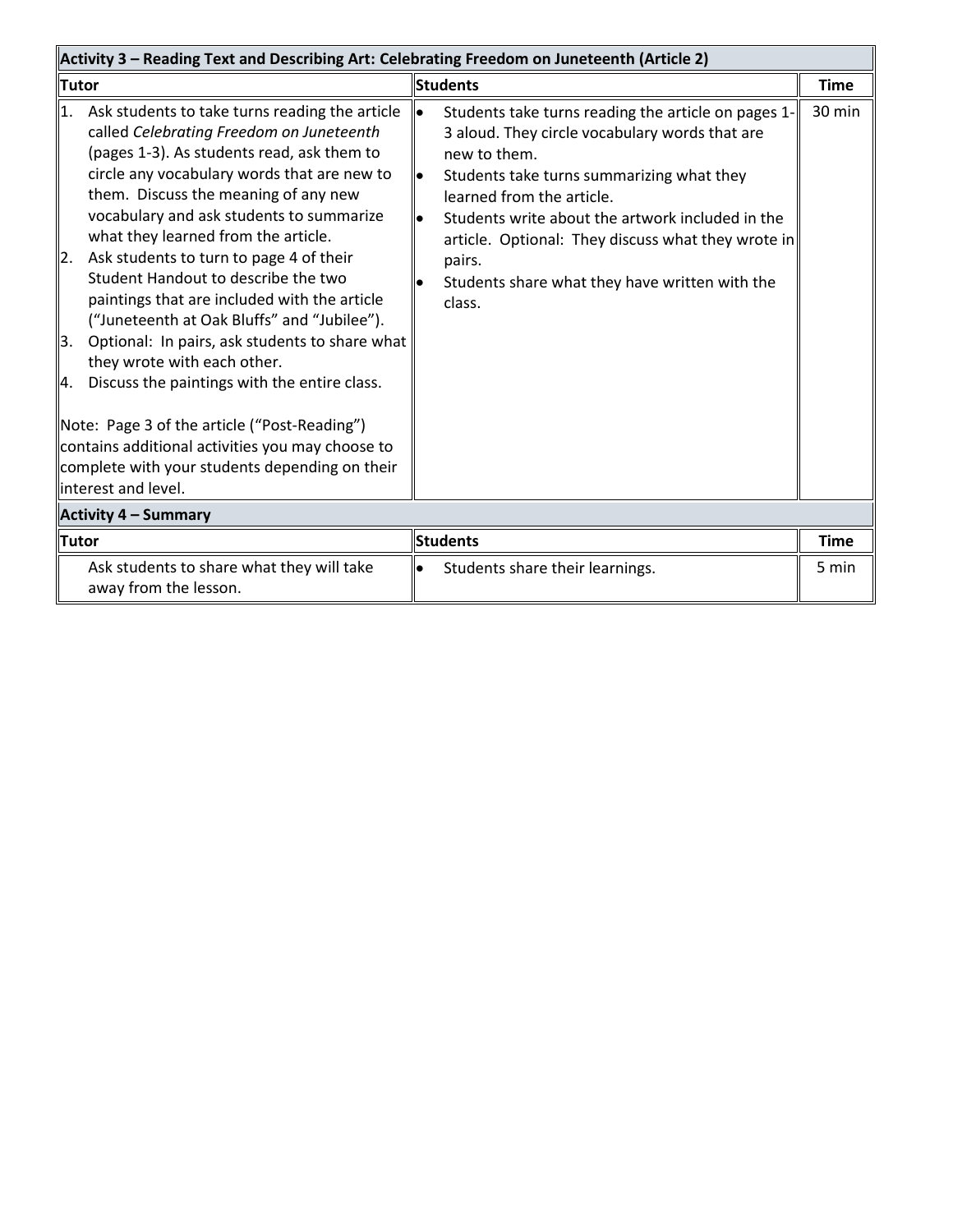| Activity 3 – Reading Text and Describing Art: Celebrating Freedom on Juneteenth (Article 2) | | |
|---|---|---|
| **Tutor** | **Students** | **Time** |
| 1. Ask students to take turns reading the article called *Celebrating Freedom on Juneteenth* (pages 1-3). As students read, ask them to circle any vocabulary words that are new to them. Discuss the meaning of any new vocabulary and ask students to summarize what they learned from the article.<br>2. Ask students to turn to page 4 of their Student Handout to describe the two paintings that are included with the article ("Juneteenth at Oak Bluffs" and "Jubilee").<br>3. Optional: In pairs, ask students to share what they wrote with each other.<br>4. Discuss the paintings with the entire class.<br><br>Note: Page 3 of the article ("Post-Reading") contains additional activities you may choose to complete with your students depending on their interest and level. | • Students take turns reading the article on pages 1-3 aloud. They circle vocabulary words that are new to them.<br>• Students take turns summarizing what they learned from the article.<br>• Students write about the artwork included in the article. Optional: They discuss what they wrote in pairs.<br>• Students share what they have written with the class. | 30 min |
| **Activity 4 – Summary** | | |
| **Tutor** | **Students** | **Time** |
| Ask students to share what they will take away from the lesson. | • Students share their learnings. | 5 min |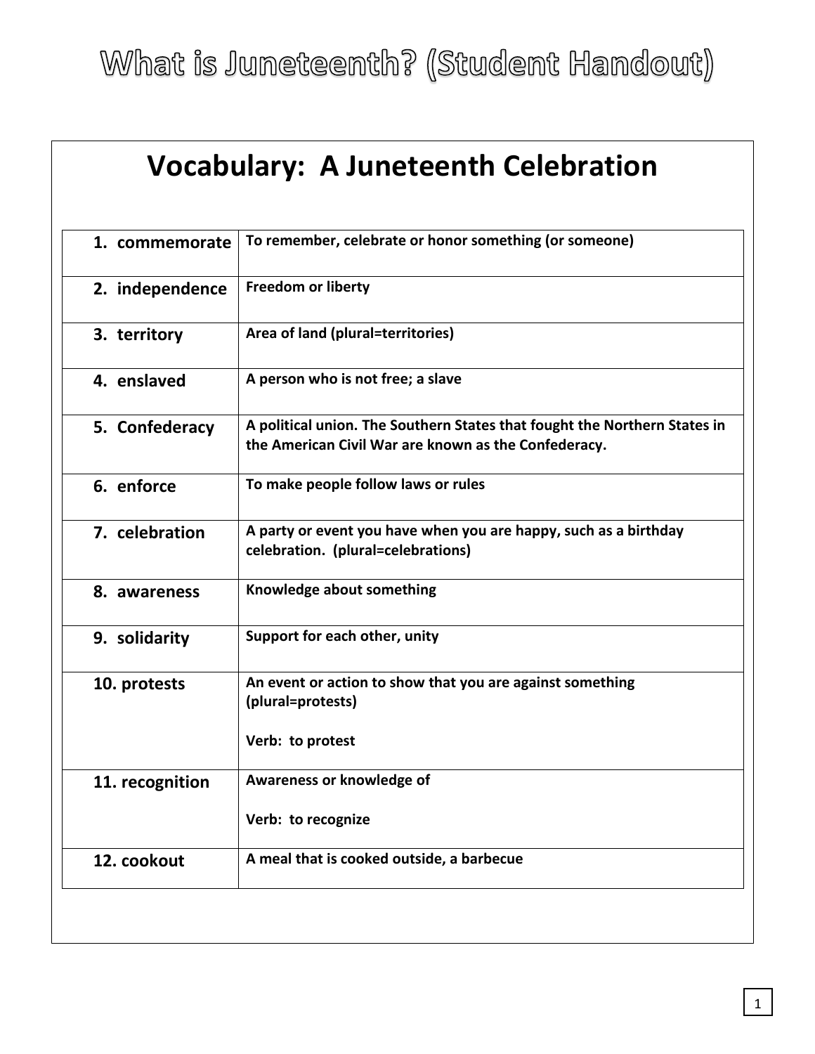# What is Juneteenth? (Student Handout)

## Vocabulary: A Juneteenth Celebration

| | |
|---|---|
| **1. commemorate** | **To remember, celebrate or honor something (or someone)** |
| **2. independence** | **Freedom or liberty** |
| **3. territory** | **Area of land (plural=territories)** |
| **4. enslaved** | **A person who is not free; a slave** |
| **5. Confederacy** | **A political union. The Southern States that fought the Northern States in the American Civil War are known as the Confederacy.** |
| **6. enforce** | **To make people follow laws or rules** |
| **7. celebration** | **A party or event you have when you are happy, such as a birthday celebration. (plural=celebrations)** |
| **8. awareness** | **Knowledge about something** |
| **9. solidarity** | **Support for each other, unity** |
| **10. protests** | **An event or action to show that you are against something (plural=protests)**<br><br>**Verb: to protest** |
| **11. recognition** | **Awareness or knowledge of**<br><br>**Verb: to recognize** |
| **12. cookout** | **A meal that is cooked outside, a barbecue** |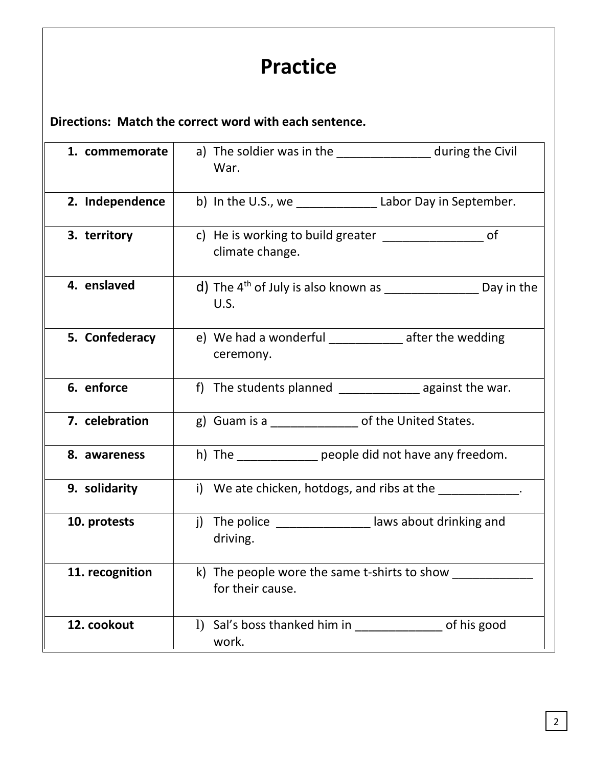# Practice

**Directions: Match the correct word with each sentence.**

| | |
|---|---|
| **1. commemorate** | a) The soldier was in the ______________ during the Civil War. |
| **2. Independence** | b) In the U.S., we ____________ Labor Day in September. |
| **3. territory** | c) He is working to build greater _______________ of climate change. |
| **4. enslaved** | d) The 4th of July is also known as ______________ Day in the U.S. |
| **5. Confederacy** | e) We had a wonderful ___________ after the wedding ceremony. |
| **6. enforce** | f) The students planned ____________ against the war. |
| **7. celebration** | g) Guam is a _____________ of the United States. |
| **8. awareness** | h) The ____________ people did not have any freedom. |
| **9. solidarity** | i) We ate chicken, hotdogs, and ribs at the ____________. |
| **10. protests** | j) The police ______________ laws about drinking and driving. |
| **11. recognition** | k) The people wore the same t-shirts to show ____________ for their cause. |
| **12. cookout** | l) Sal's boss thanked him in _____________ of his good work. |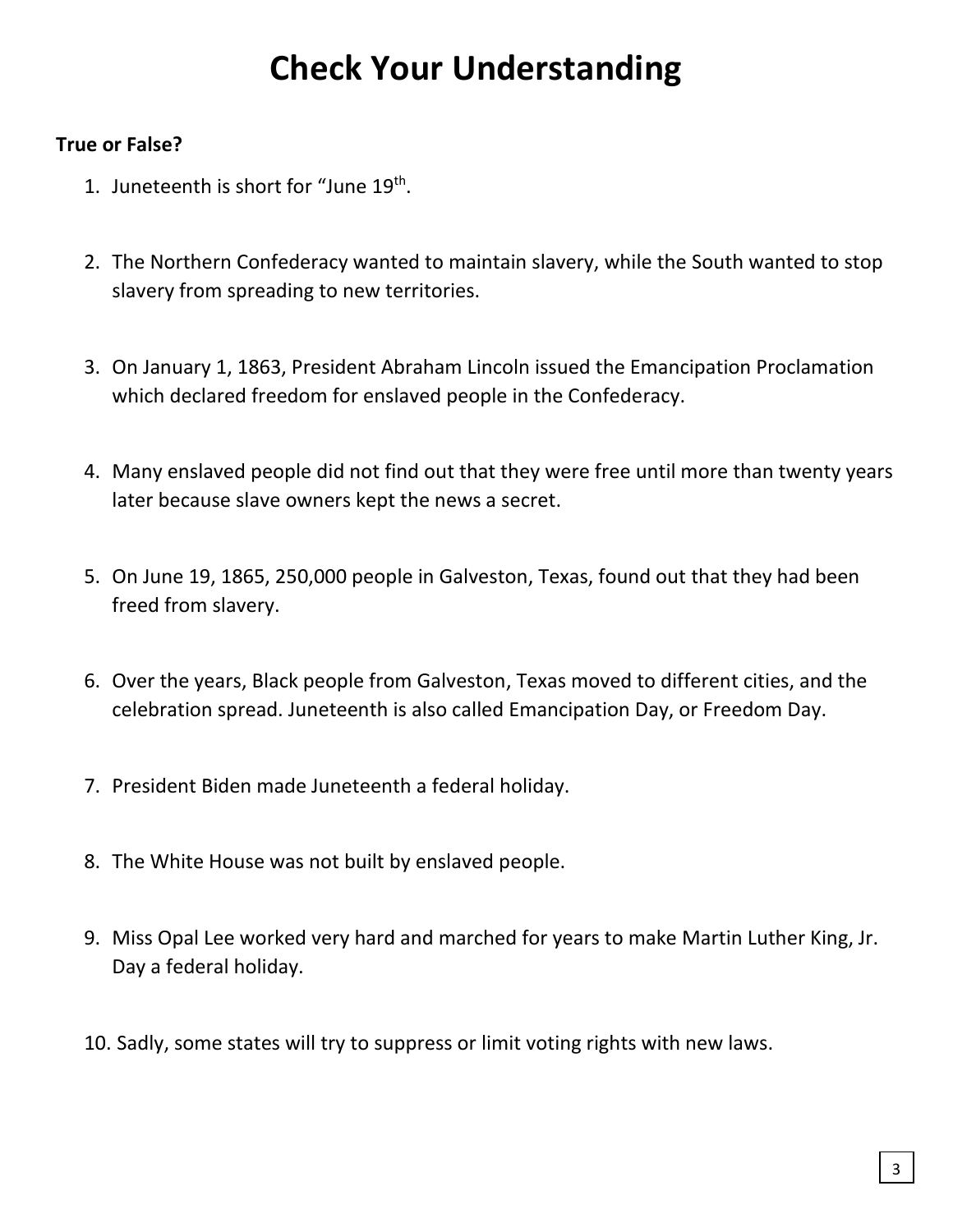# Check Your Understanding

**True or False?**

1. Juneteenth is short for "June 19th.
2. The Northern Confederacy wanted to maintain slavery, while the South wanted to stop slavery from spreading to new territories.
3. On January 1, 1863, President Abraham Lincoln issued the Emancipation Proclamation which declared freedom for enslaved people in the Confederacy.
4. Many enslaved people did not find out that they were free until more than twenty years later because slave owners kept the news a secret.
5. On June 19, 1865, 250,000 people in Galveston, Texas, found out that they had been freed from slavery.
6. Over the years, Black people from Galveston, Texas moved to different cities, and the celebration spread. Juneteenth is also called Emancipation Day, or Freedom Day.
7. President Biden made Juneteenth a federal holiday.
8. The White House was not built by enslaved people.
9. Miss Opal Lee worked very hard and marched for years to make Martin Luther King, Jr. Day a federal holiday.
10. Sadly, some states will try to suppress or limit voting rights with new laws.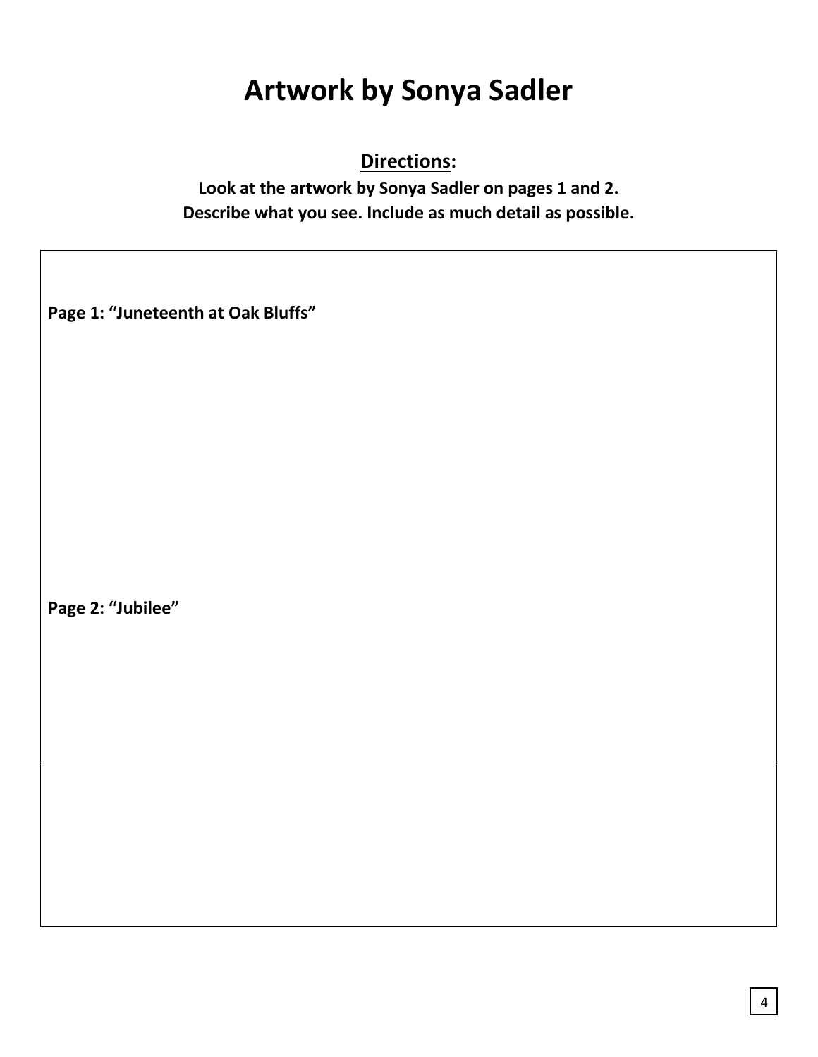# Artwork by Sonya Sadler

**Directions:**

**Look at the artwork by Sonya Sadler on pages 1 and 2.**
**Describe what you see. Include as much detail as possible.**

**Page 1: "Juneteenth at Oak Bluffs"**

**Page 2: "Jubilee"**